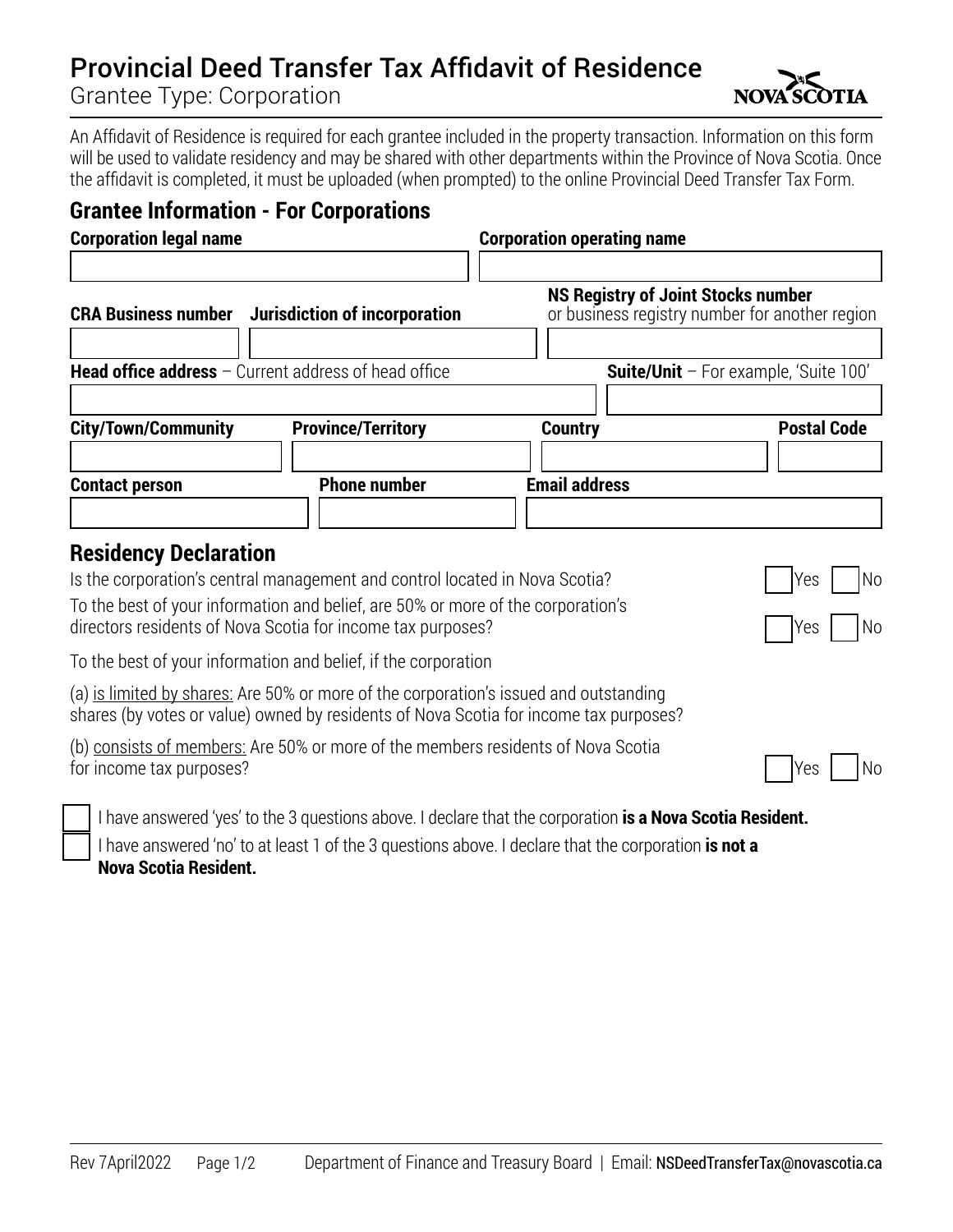// Continuing current task: faithful OCR transcription of page 1 of this Nova Scotia form.
# Provincial Deed Transfer Tax Affidavit of Residence

Grantee Type: Corporation

An Affidavit of Residence is required for each grantee included in the property transaction. Information on this form will be used to validate residency and may be shared with other departments within the Province of Nova Scotia. Once the affidavit is completed, it must be uploaded (when prompted) to the online Provincial Deed Transfer Tax Form.

## Grantee Information - For Corporations

| **Corporation legal name** | **Corporation operating name** |
|---|---|
| | |

| **CRA Business number** | **Jurisdiction of incorporation** | **NS Registry of Joint Stocks number** or business registry number for another region |
|---|---|---|
| | | |

| **Head office address** – Current address of head office | **Suite/Unit** – For example, 'Suite 100' |
|---|---|
| | |

| **City/Town/Community** | **Province/Territory** | **Country** | **Postal Code** |
|---|---|---|---|
| | | | |

| **Contact person** | **Phone number** | **Email address** |
|---|---|---|
| | | |

## Residency Declaration

Is the corporation's central management and control located in Nova Scotia? ☐ Yes ☐ No

To the best of your information and belief, are 50% or more of the corporation's directors residents of Nova Scotia for income tax purposes? ☐ Yes ☐ No

To the best of your information and belief, if the corporation

(a) is limited by shares: Are 50% or more of the corporation's issued and outstanding shares (by votes or value) owned by residents of Nova Scotia for income tax purposes?

(b) consists of members: Are 50% or more of the members residents of Nova Scotia for income tax purposes? ☐ Yes ☐ No

☐ I have answered 'yes' to the 3 questions above. I declare that the corporation **is a Nova Scotia Resident.**

☐ I have answered 'no' to at least 1 of the 3 questions above. I declare that the corporation **is not a Nova Scotia Resident.**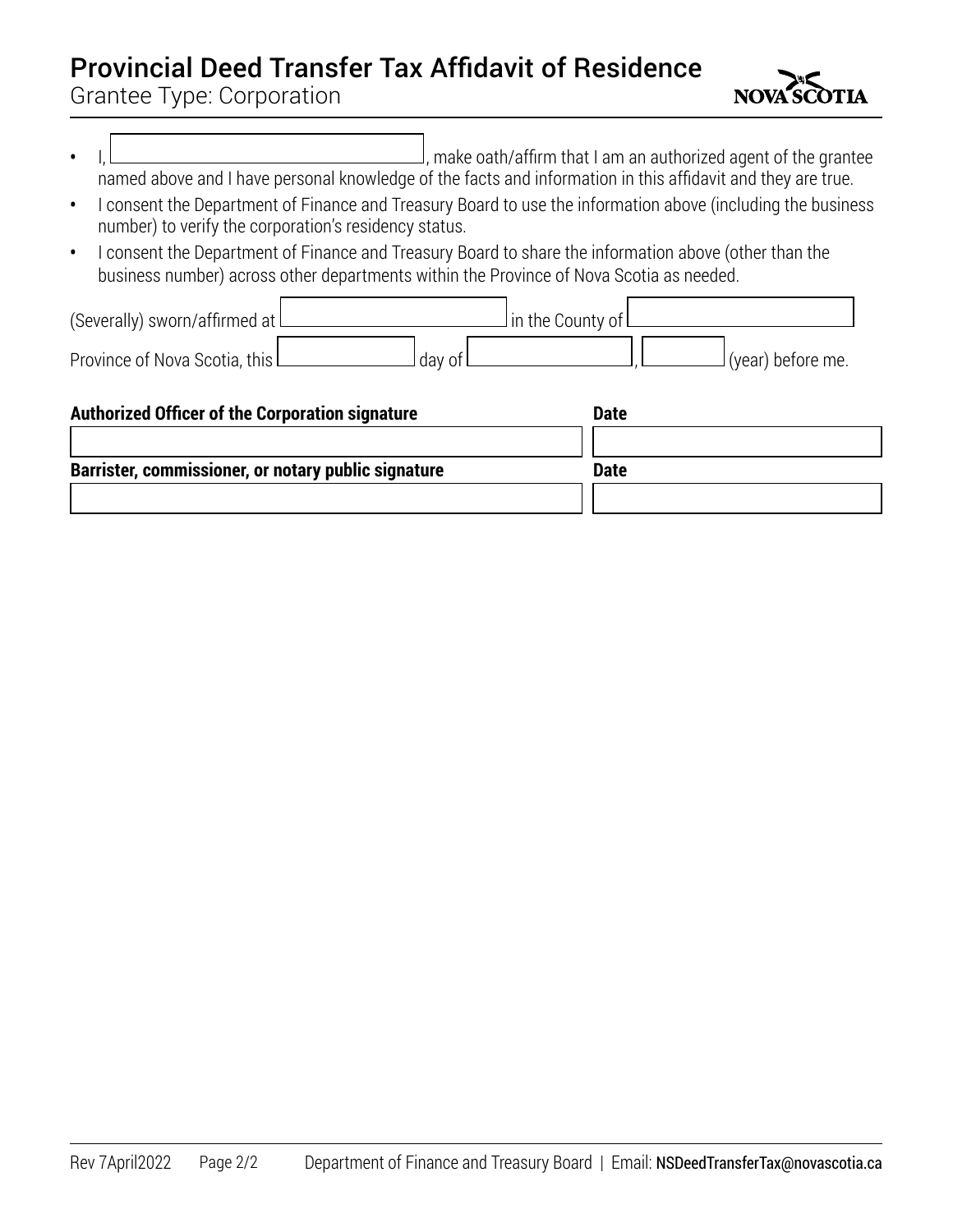# Provincial Deed Transfer Tax Affidavit of Residence

Grantee Type: Corporation

- I, \_\_\_\_\_\_\_\_\_\_\_\_\_\_\_\_\_\_\_\_, make oath/affirm that I am an authorized agent of the grantee named above and I have personal knowledge of the facts and information in this affidavit and they are true.
- I consent the Department of Finance and Treasury Board to use the information above (including the business number) to verify the corporation's residency status.
- I consent the Department of Finance and Treasury Board to share the information above (other than the business number) across other departments within the Province of Nova Scotia as needed.

(Severally) sworn/affirmed at \_\_\_\_\_\_\_\_\_\_\_\_\_\_\_\_\_\_\_\_ in the County of \_\_\_\_\_\_\_\_\_\_\_\_\_\_\_\_\_\_\_\_

Province of Nova Scotia, this \_\_\_\_\_\_\_\_\_\_ day of \_\_\_\_\_\_\_\_\_\_\_\_\_\_\_, \_\_\_\_\_\_\_\_ (year) before me.

| **Authorized Officer of the Corporation signature** | **Date** |
| --- | --- |
| | |

| **Barrister, commissioner, or notary public signature** | **Date** |
| --- | --- |
| | |

Rev 7April2022 Department of Finance and Treasury Board | Email: NSDeedTransferTax@novascotia.ca